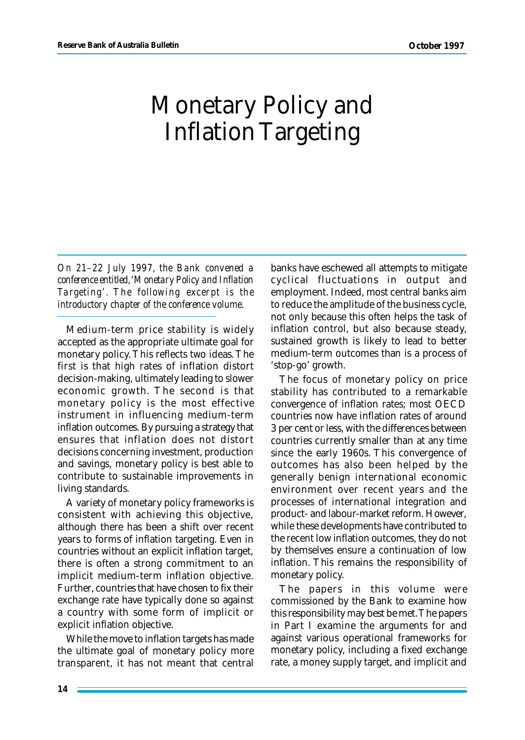# Monetary Policy and Inflation Targeting

*On 21–22 July 1997, the Bank convened a conference entitled, 'Monetary Policy and Inflation Targeting'. The following excerpt is the introductory chapter of the conference volume.*

Medium-term price stability is widely accepted as the appropriate ultimate goal for monetary policy. This reflects two ideas. The first is that high rates of inflation distort decision-making, ultimately leading to slower economic growth. The second is that monetary policy is the most effective instrument in influencing medium-term inflation outcomes. By pursuing a strategy that ensures that inflation does not distort decisions concerning investment, production and savings, monetary policy is best able to contribute to sustainable improvements in living standards.

A variety of monetary policy frameworks is consistent with achieving this objective, although there has been a shift over recent years to forms of inflation targeting. Even in countries without an explicit inflation target, there is often a strong commitment to an implicit medium-term inflation objective. Further, countries that have chosen to fix their exchange rate have typically done so against a country with some form of implicit or explicit inflation objective.

While the move to inflation targets has made the ultimate goal of monetary policy more transparent, it has not meant that central banks have eschewed all attempts to mitigate cyclical fluctuations in output and employment. Indeed, most central banks aim to reduce the amplitude of the business cycle, not only because this often helps the task of inflation control, but also because steady, sustained growth is likely to lead to better medium-term outcomes than is a process of 'stop-go' growth.

The focus of monetary policy on price stability has contributed to a remarkable convergence of inflation rates; most OECD countries now have inflation rates of around 3 per cent or less, with the differences between countries currently smaller than at any time since the early 1960s. This convergence of outcomes has also been helped by the generally benign international economic environment over recent years and the processes of international integration and product- and labour-market reform. However, while these developments have contributed to the recent low inflation outcomes, they do not by themselves ensure a continuation of low inflation. This remains the responsibility of monetary policy.

The papers in this volume were commissioned by the Bank to examine how this responsibility may best be met. The papers in Part I examine the arguments for and against various operational frameworks for monetary policy, including a fixed exchange rate, a money supply target, and implicit and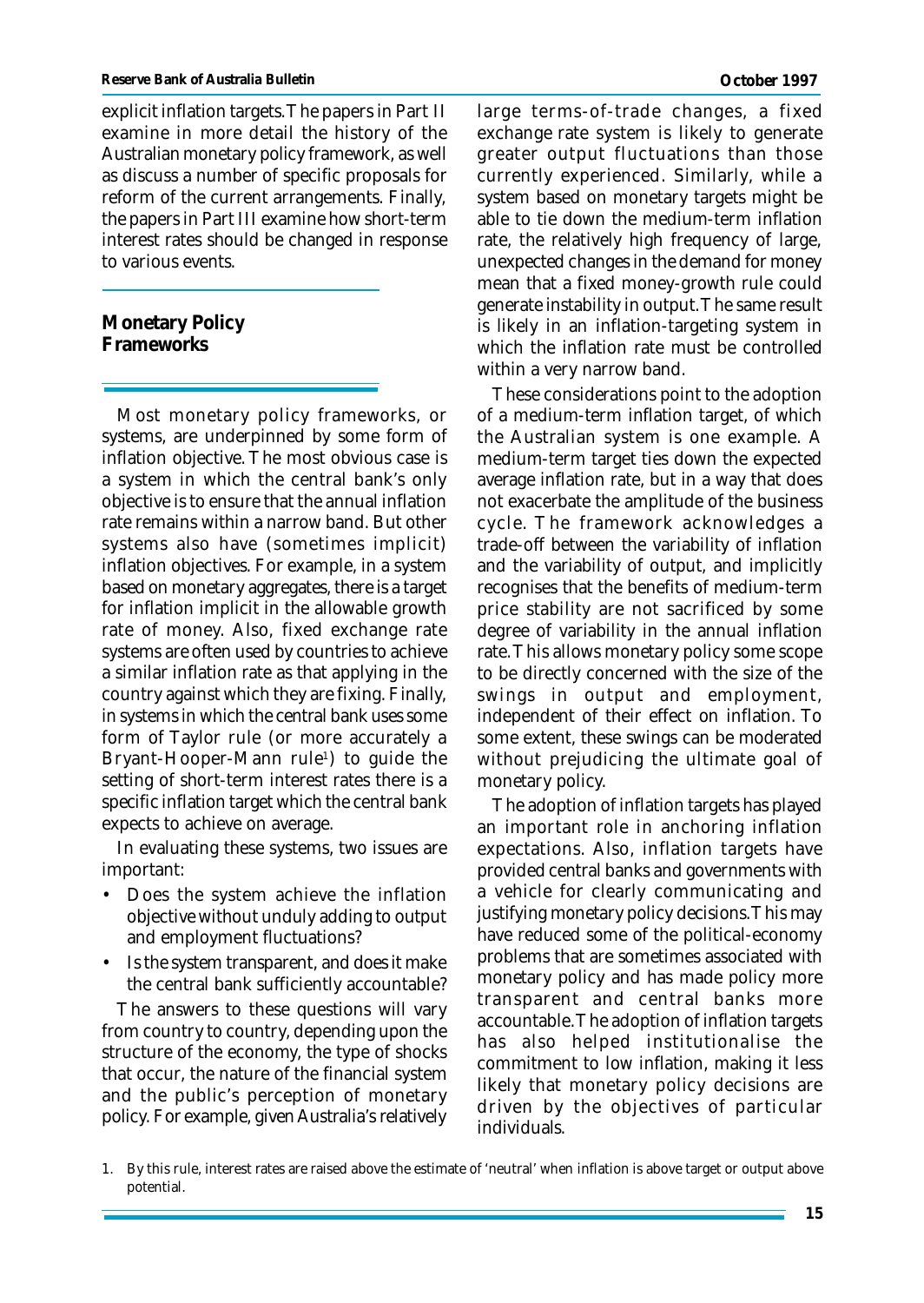explicit inflation targets. The papers in Part II examine in more detail the history of the Australian monetary policy framework, as well as discuss a number of specific proposals for reform of the current arrangements. Finally, the papers in Part III examine how short-term interest rates should be changed in response to various events.

## Monetary Policy Frameworks

Most monetary policy frameworks, or systems, are underpinned by some form of inflation objective. The most obvious case is a system in which the central bank's only objective is to ensure that the annual inflation rate remains within a narrow band. But other systems also have (sometimes implicit) inflation objectives. For example, in a system based on monetary aggregates, there is a target for inflation implicit in the allowable growth rate of money. Also, fixed exchange rate systems are often used by countries to achieve a similar inflation rate as that applying in the country against which they are fixing. Finally, in systems in which the central bank uses some form of Taylor rule (or more accurately a Bryant-Hooper-Mann rule[1]) to guide the setting of short-term interest rates there is a specific inflation target which the central bank expects to achieve on average.

In evaluating these systems, two issues are important:

- Does the system achieve the inflation objective without unduly adding to output and employment fluctuations?
- Is the system transparent, and does it make the central bank sufficiently accountable?

The answers to these questions will vary from country to country, depending upon the structure of the economy, the type of shocks that occur, the nature of the financial system and the public's perception of monetary policy. For example, given Australia's relatively large terms-of-trade changes, a fixed exchange rate system is likely to generate greater output fluctuations than those currently experienced. Similarly, while a system based on monetary targets might be able to tie down the medium-term inflation rate, the relatively high frequency of large, unexpected changes in the demand for money mean that a fixed money-growth rule could generate instability in output. The same result is likely in an inflation-targeting system in which the inflation rate must be controlled within a very narrow band.

These considerations point to the adoption of a medium-term inflation target, of which the Australian system is one example. A medium-term target ties down the expected average inflation rate, but in a way that does not exacerbate the amplitude of the business cycle. The framework acknowledges a trade-off between the variability of inflation and the variability of output, and implicitly recognises that the benefits of medium-term price stability are not sacrificed by some degree of variability in the annual inflation rate. This allows monetary policy some scope to be directly concerned with the size of the swings in output and employment, independent of their effect on inflation. To some extent, these swings can be moderated without prejudicing the ultimate goal of monetary policy.

The adoption of inflation targets has played an important role in anchoring inflation expectations. Also, inflation targets have provided central banks and governments with a vehicle for clearly communicating and justifying monetary policy decisions. This may have reduced some of the political-economy problems that are sometimes associated with monetary policy and has made policy more transparent and central banks more accountable. The adoption of inflation targets has also helped institutionalise the commitment to low inflation, making it less likely that monetary policy decisions are driven by the objectives of particular individuals.

1. By this rule, interest rates are raised above the estimate of 'neutral' when inflation is above target or output above potential.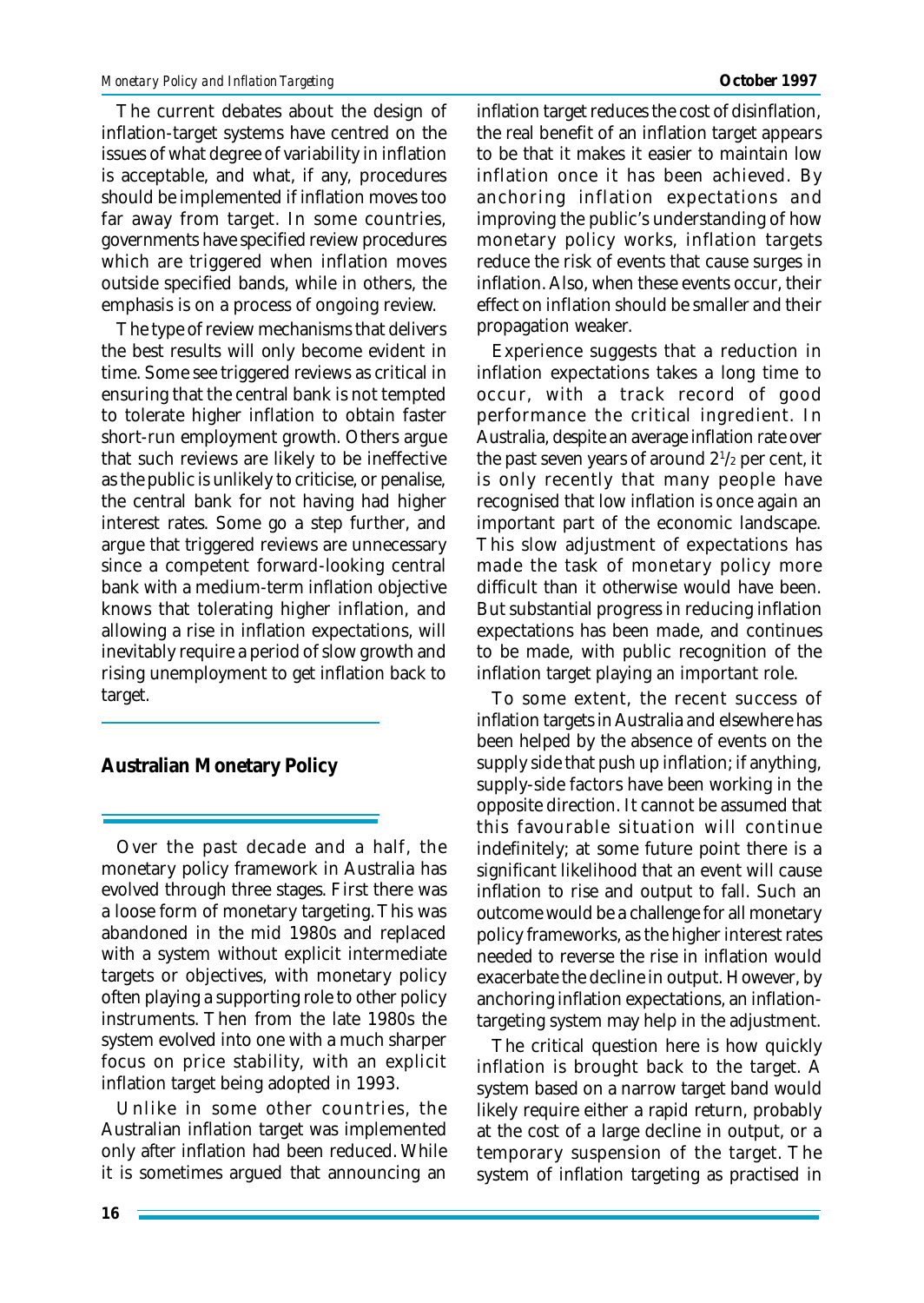The current debates about the design of inflation-target systems have centred on the issues of what degree of variability in inflation is acceptable, and what, if any, procedures should be implemented if inflation moves too far away from target. In some countries, governments have specified review procedures which are triggered when inflation moves outside specified bands, while in others, the emphasis is on a process of ongoing review.

The type of review mechanisms that delivers the best results will only become evident in time. Some see triggered reviews as critical in ensuring that the central bank is not tempted to tolerate higher inflation to obtain faster short-run employment growth. Others argue that such reviews are likely to be ineffective as the public is unlikely to criticise, or penalise, the central bank for not having had higher interest rates. Some go a step further, and argue that triggered reviews are unnecessary since a competent forward-looking central bank with a medium-term inflation objective knows that tolerating higher inflation, and allowing a rise in inflation expectations, will inevitably require a period of slow growth and rising unemployment to get inflation back to target.

## Australian Monetary Policy

Over the past decade and a half, the monetary policy framework in Australia has evolved through three stages. First there was a loose form of monetary targeting. This was abandoned in the mid 1980s and replaced with a system without explicit intermediate targets or objectives, with monetary policy often playing a supporting role to other policy instruments. Then from the late 1980s the system evolved into one with a much sharper focus on price stability, with an explicit inflation target being adopted in 1993.

Unlike in some other countries, the Australian inflation target was implemented only after inflation had been reduced. While it is sometimes argued that announcing an inflation target reduces the cost of disinflation, the real benefit of an inflation target appears to be that it makes it easier to maintain low inflation once it has been achieved. By anchoring inflation expectations and improving the public's understanding of how monetary policy works, inflation targets reduce the risk of events that cause surges in inflation. Also, when these events occur, their effect on inflation should be smaller and their propagation weaker.

Experience suggests that a reduction in inflation expectations takes a long time to occur, with a track record of good performance the critical ingredient. In Australia, despite an average inflation rate over the past seven years of around $2\frac{1}{2}$ per cent, it is only recently that many people have recognised that low inflation is once again an important part of the economic landscape. This slow adjustment of expectations has made the task of monetary policy more difficult than it otherwise would have been. But substantial progress in reducing inflation expectations has been made, and continues to be made, with public recognition of the inflation target playing an important role.

To some extent, the recent success of inflation targets in Australia and elsewhere has been helped by the absence of events on the supply side that push up inflation; if anything, supply-side factors have been working in the opposite direction. It cannot be assumed that this favourable situation will continue indefinitely; at some future point there is a significant likelihood that an event will cause inflation to rise and output to fall. Such an outcome would be a challenge for all monetary policy frameworks, as the higher interest rates needed to reverse the rise in inflation would exacerbate the decline in output. However, by anchoring inflation expectations, an inflation-targeting system may help in the adjustment.

The critical question here is how quickly inflation is brought back to the target. A system based on a narrow target band would likely require either a rapid return, probably at the cost of a large decline in output, or a temporary suspension of the target. The system of inflation targeting as practised in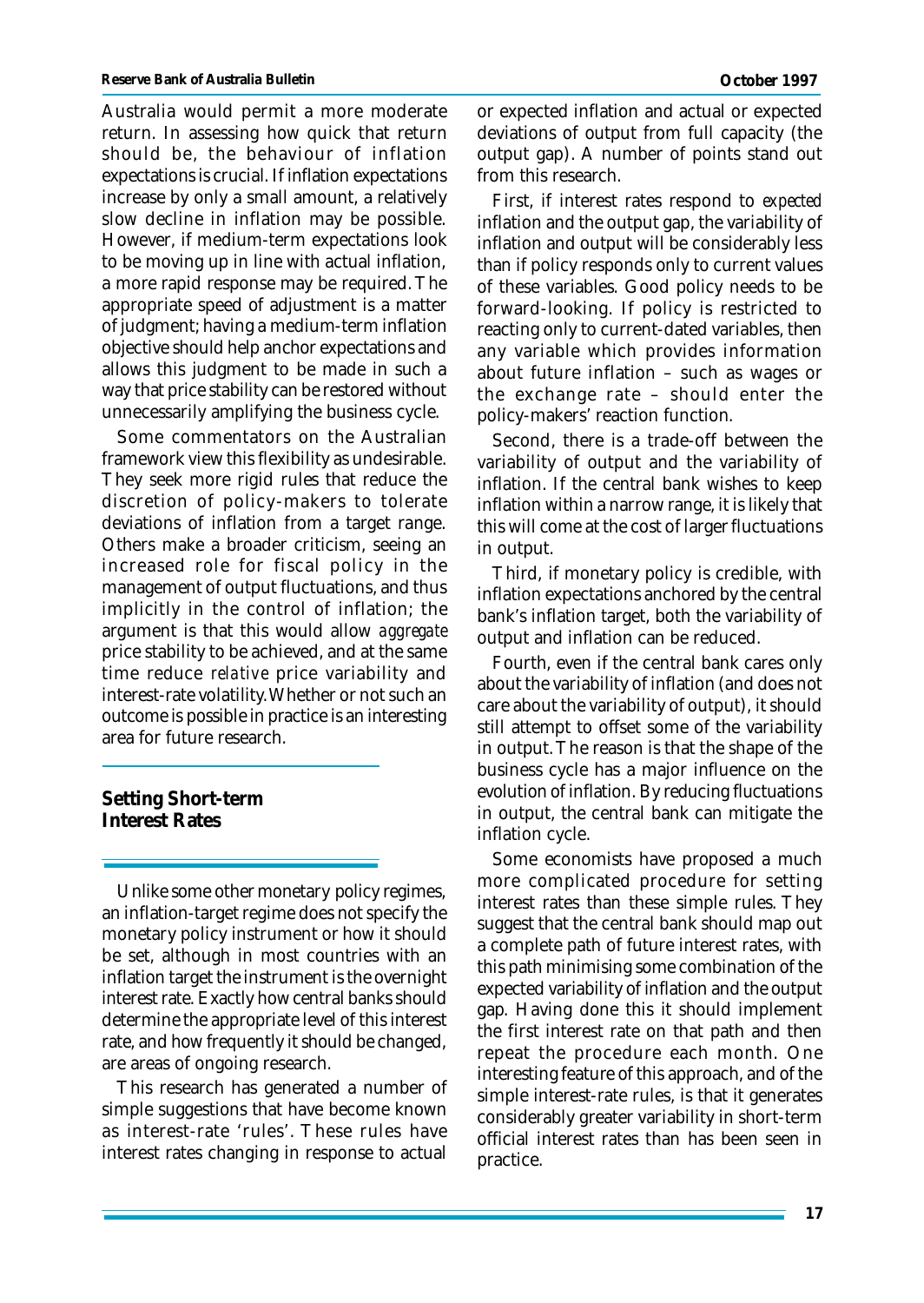Australia would permit a more moderate return. In assessing how quick that return should be, the behaviour of inflation expectations is crucial. If inflation expectations increase by only a small amount, a relatively slow decline in inflation may be possible. However, if medium-term expectations look to be moving up in line with actual inflation, a more rapid response may be required. The appropriate speed of adjustment is a matter of judgment; having a medium-term inflation objective should help anchor expectations and allows this judgment to be made in such a way that price stability can be restored without unnecessarily amplifying the business cycle.

Some commentators on the Australian framework view this flexibility as undesirable. They seek more rigid rules that reduce the discretion of policy-makers to tolerate deviations of inflation from a target range. Others make a broader criticism, seeing an increased role for fiscal policy in the management of output fluctuations, and thus implicitly in the control of inflation; the argument is that this would allow *aggregate* price stability to be achieved, and at the same time reduce *relative* price variability and interest-rate volatility. Whether or not such an outcome is possible in practice is an interesting area for future research.

## Setting Short-term Interest Rates

Unlike some other monetary policy regimes, an inflation-target regime does not specify the monetary policy instrument or how it should be set, although in most countries with an inflation target the instrument is the overnight interest rate. Exactly how central banks should determine the appropriate level of this interest rate, and how frequently it should be changed, are areas of ongoing research.

This research has generated a number of simple suggestions that have become known as interest-rate 'rules'. These rules have interest rates changing in response to actual or expected inflation and actual or expected deviations of output from full capacity (the output gap). A number of points stand out from this research.

First, if interest rates respond to *expected* inflation and the output gap, the variability of inflation and output will be considerably less than if policy responds only to current values of these variables. Good policy needs to be forward-looking. If policy is restricted to reacting only to current-dated variables, then any variable which provides information about future inflation – such as wages or the exchange rate – should enter the policy-makers' reaction function.

Second, there is a trade-off between the variability of output and the variability of inflation. If the central bank wishes to keep inflation within a narrow range, it is likely that this will come at the cost of larger fluctuations in output.

Third, if monetary policy is credible, with inflation expectations anchored by the central bank's inflation target, both the variability of output and inflation can be reduced.

Fourth, even if the central bank cares only about the variability of inflation (and does not care about the variability of output), it should still attempt to offset some of the variability in output. The reason is that the shape of the business cycle has a major influence on the evolution of inflation. By reducing fluctuations in output, the central bank can mitigate the inflation cycle.

Some economists have proposed a much more complicated procedure for setting interest rates than these simple rules. They suggest that the central bank should map out a complete path of future interest rates, with this path minimising some combination of the expected variability of inflation and the output gap. Having done this it should implement the first interest rate on that path and then repeat the procedure each month. One interesting feature of this approach, and of the simple interest-rate rules, is that it generates considerably greater variability in short-term official interest rates than has been seen in practice.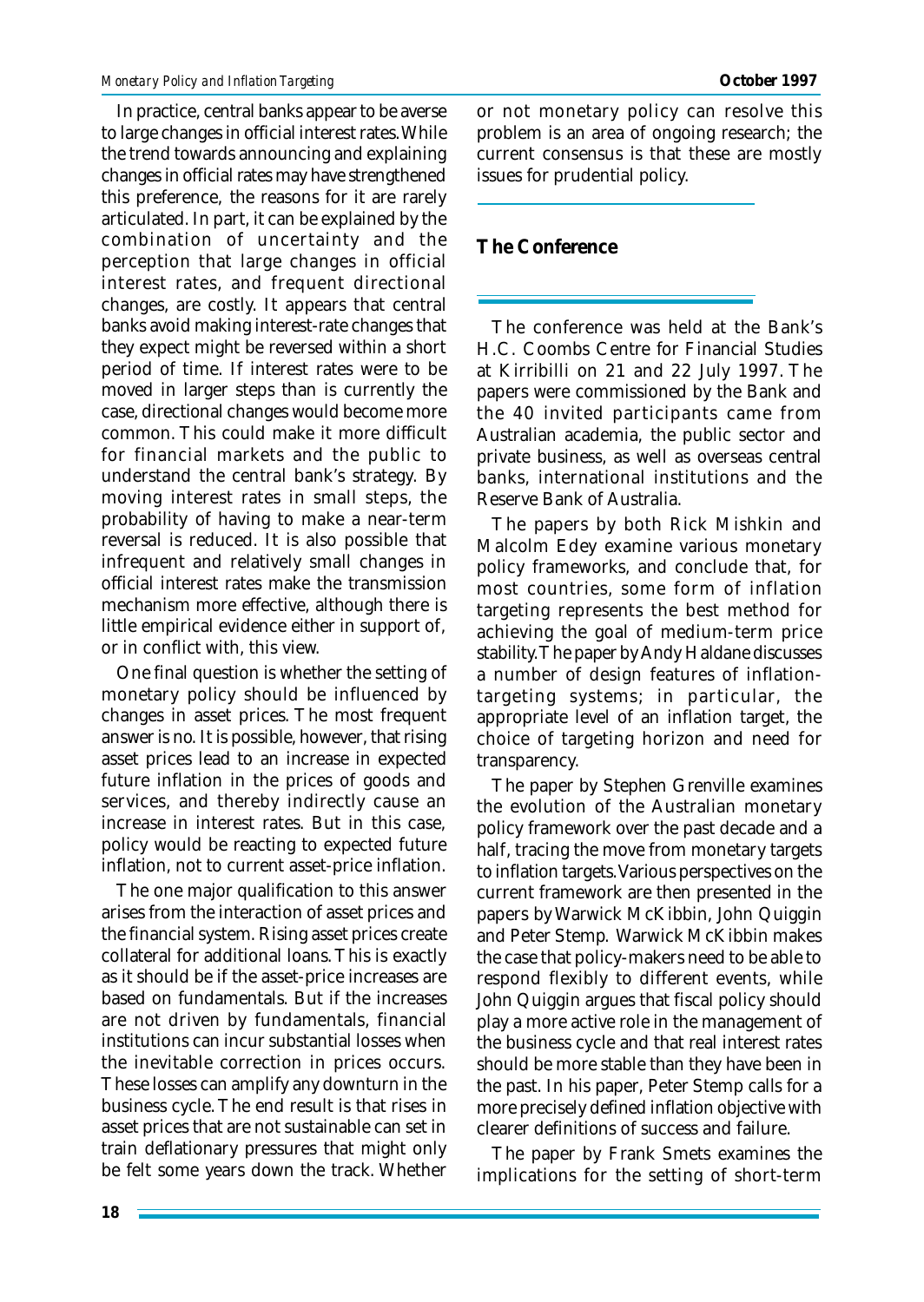In practice, central banks appear to be averse to large changes in official interest rates. While the trend towards announcing and explaining changes in official rates may have strengthened this preference, the reasons for it are rarely articulated. In part, it can be explained by the combination of uncertainty and the perception that large changes in official interest rates, and frequent directional changes, are costly. It appears that central banks avoid making interest-rate changes that they expect might be reversed within a short period of time. If interest rates were to be moved in larger steps than is currently the case, directional changes would become more common. This could make it more difficult for financial markets and the public to understand the central bank's strategy. By moving interest rates in small steps, the probability of having to make a near-term reversal is reduced. It is also possible that infrequent and relatively small changes in official interest rates make the transmission mechanism more effective, although there is little empirical evidence either in support of, or in conflict with, this view.

One final question is whether the setting of monetary policy should be influenced by changes in asset prices. The most frequent answer is no. It is possible, however, that rising asset prices lead to an increase in expected future inflation in the prices of goods and services, and thereby indirectly cause an increase in interest rates. But in this case, policy would be reacting to expected future inflation, not to current asset-price inflation.

The one major qualification to this answer arises from the interaction of asset prices and the financial system. Rising asset prices create collateral for additional loans. This is exactly as it should be if the asset-price increases are based on fundamentals. But if the increases are not driven by fundamentals, financial institutions can incur substantial losses when the inevitable correction in prices occurs. These losses can amplify any downturn in the business cycle. The end result is that rises in asset prices that are not sustainable can set in train deflationary pressures that might only be felt some years down the track. Whether or not monetary policy can resolve this problem is an area of ongoing research; the current consensus is that these are mostly issues for prudential policy.

## The Conference

The conference was held at the Bank's H.C. Coombs Centre for Financial Studies at Kirribilli on 21 and 22 July 1997. The papers were commissioned by the Bank and the 40 invited participants came from Australian academia, the public sector and private business, as well as overseas central banks, international institutions and the Reserve Bank of Australia.

The papers by both Rick Mishkin and Malcolm Edey examine various monetary policy frameworks, and conclude that, for most countries, some form of inflation targeting represents the best method for achieving the goal of medium-term price stability. The paper by Andy Haldane discusses a number of design features of inflation-targeting systems; in particular, the appropriate level of an inflation target, the choice of targeting horizon and need for transparency.

The paper by Stephen Grenville examines the evolution of the Australian monetary policy framework over the past decade and a half, tracing the move from monetary targets to inflation targets. Various perspectives on the current framework are then presented in the papers by Warwick McKibbin, John Quiggin and Peter Stemp. Warwick McKibbin makes the case that policy-makers need to be able to respond flexibly to different events, while John Quiggin argues that fiscal policy should play a more active role in the management of the business cycle and that real interest rates should be more stable than they have been in the past. In his paper, Peter Stemp calls for a more precisely defined inflation objective with clearer definitions of success and failure.

The paper by Frank Smets examines the implications for the setting of short-term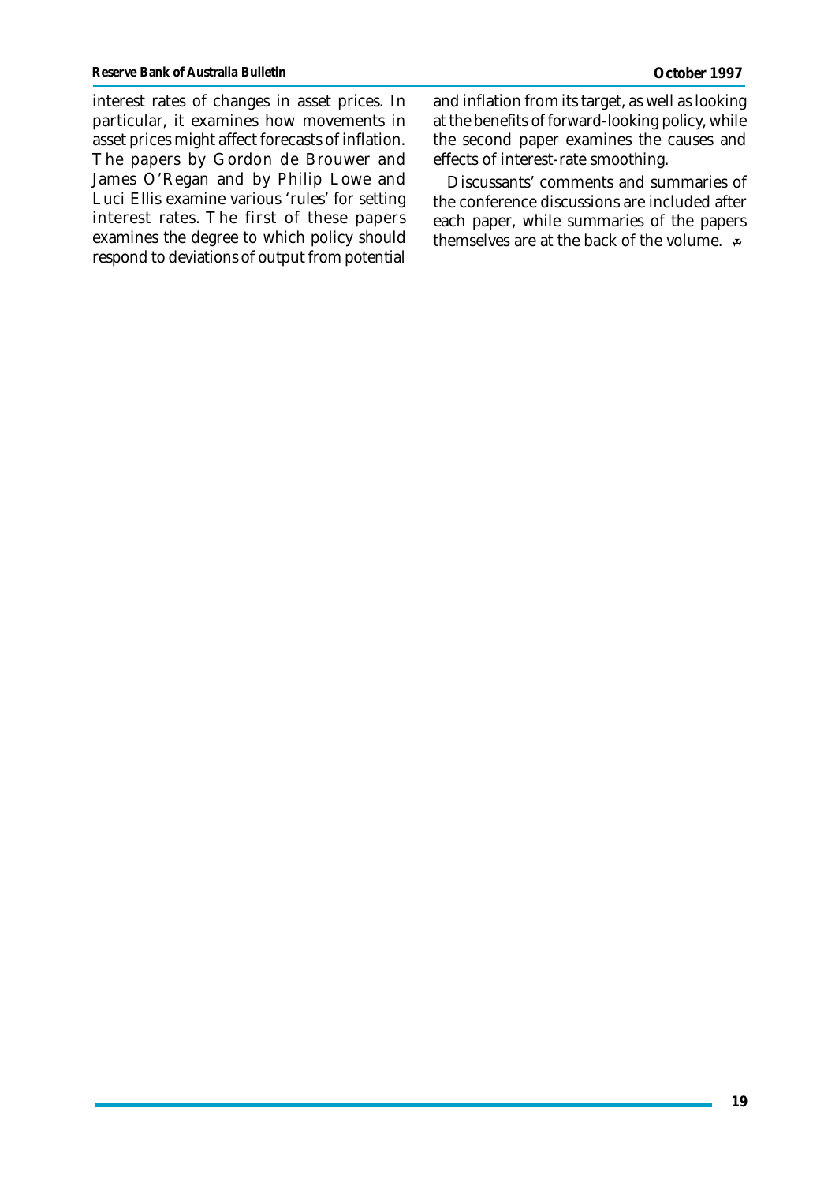interest rates of changes in asset prices. In particular, it examines how movements in asset prices might affect forecasts of inflation. The papers by Gordon de Brouwer and James O'Regan and by Philip Lowe and Luci Ellis examine various 'rules' for setting interest rates. The first of these papers examines the degree to which policy should respond to deviations of output from potential and inflation from its target, as well as looking at the benefits of forward-looking policy, while the second paper examines the causes and effects of interest-rate smoothing.

Discussants' comments and summaries of the conference discussions are included after each paper, while summaries of the papers themselves are at the back of the volume.